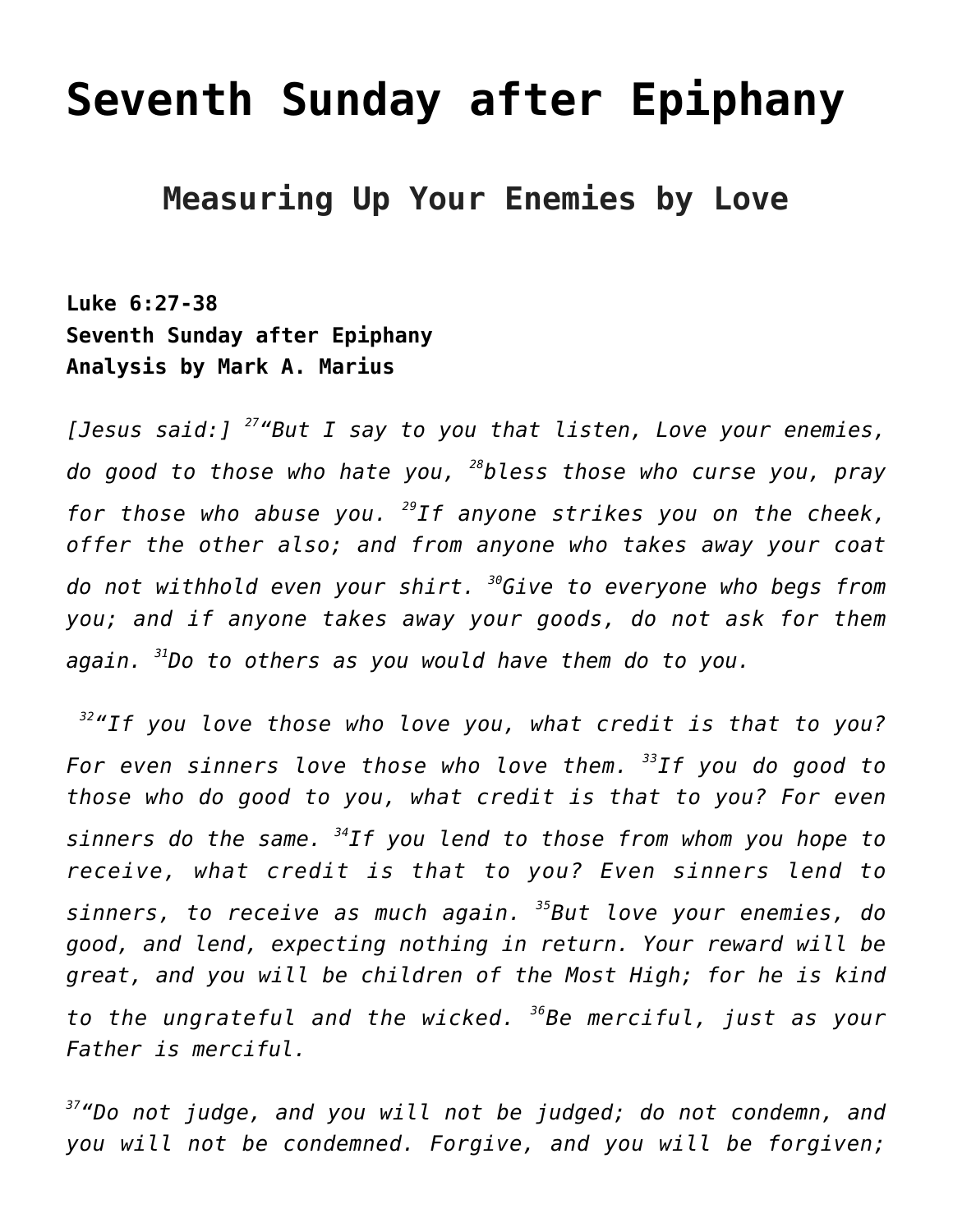# Seventh Sunday after Epiphany

## Measuring Up Your Enemies by Love

**Luke 6:27-38**
**Seventh Sunday after Epiphany**
**Analysis by Mark A. Marius**

*[Jesus said:] [27]"But I say to you that listen, Love your enemies, do good to those who hate you, [28]bless those who curse you, pray for those who abuse you. [29]If anyone strikes you on the cheek, offer the other also; and from anyone who takes away your coat do not withhold even your shirt. [30]Give to everyone who begs from you; and if anyone takes away your goods, do not ask for them again. [31]Do to others as you would have them do to you.*

*[32]"If you love those who love you, what credit is that to you? For even sinners love those who love them. [33]If you do good to those who do good to you, what credit is that to you? For even sinners do the same. [34]If you lend to those from whom you hope to receive, what credit is that to you? Even sinners lend to sinners, to receive as much again. [35]But love your enemies, do good, and lend, expecting nothing in return. Your reward will be great, and you will be children of the Most High; for he is kind to the ungrateful and the wicked. [36]Be merciful, just as your Father is merciful.*

*[37]"Do not judge, and you will not be judged; do not condemn, and you will not be condemned. Forgive, and you will be forgiven;*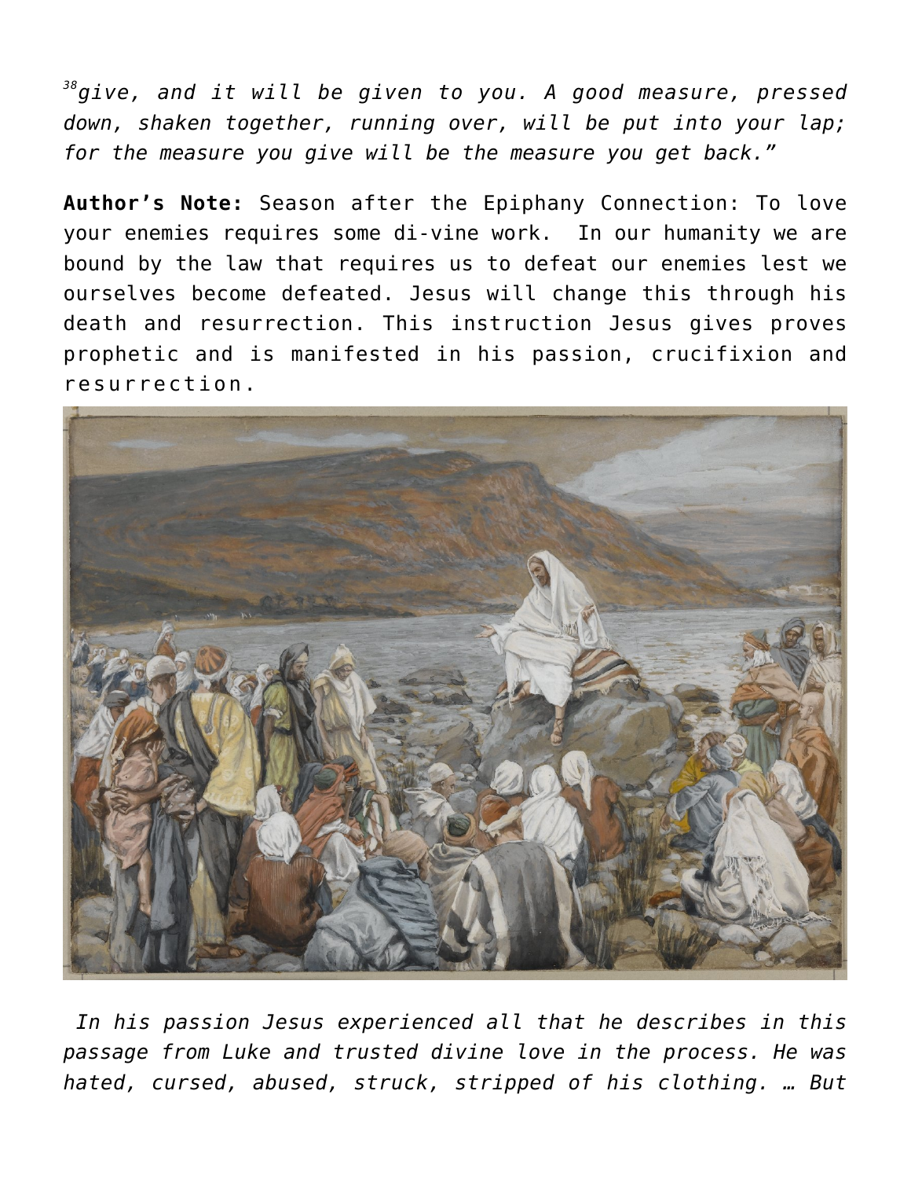*[38]give, and it will be given to you. A good measure, pressed down, shaken together, running over, will be put into your lap; for the measure you give will be the measure you get back."*

**Author's Note:** Season after the Epiphany Connection: To love your enemies requires some di-vine work. In our humanity we are bound by the law that requires us to defeat our enemies lest we ourselves become defeated. Jesus will change this through his death and resurrection. This instruction Jesus gives proves prophetic and is manifested in his passion, crucifixion and resurrection.

*In his passion Jesus experienced all that he describes in this passage from Luke and trusted divine love in the process. He was hated, cursed, abused, struck, stripped of his clothing. … But*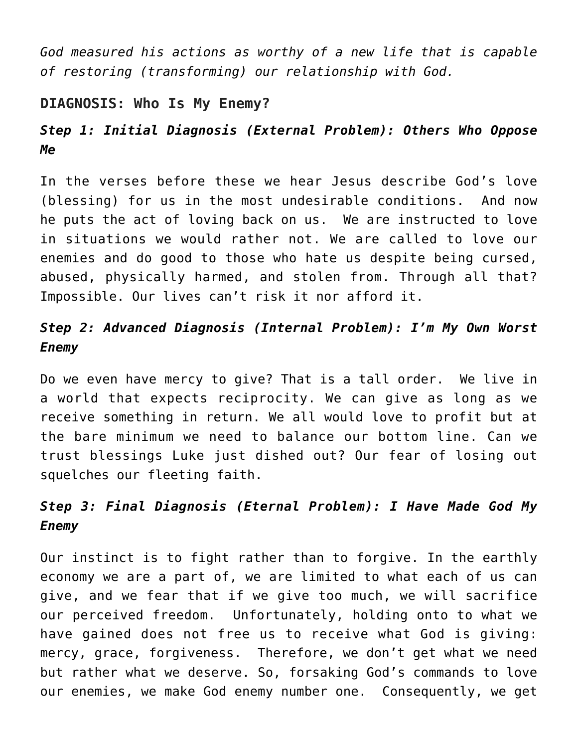*God measured his actions as worthy of a new life that is capable of restoring (transforming) our relationship with God.*

## DIAGNOSIS: Who Is My Enemy?

### *Step 1: Initial Diagnosis (External Problem): Others Who Oppose Me*

In the verses before these we hear Jesus describe God's love (blessing) for us in the most undesirable conditions. And now he puts the act of loving back on us. We are instructed to love in situations we would rather not. We are called to love our enemies and do good to those who hate us despite being cursed, abused, physically harmed, and stolen from. Through all that? Impossible. Our lives can't risk it nor afford it.

### *Step 2: Advanced Diagnosis (Internal Problem): I'm My Own Worst Enemy*

Do we even have mercy to give? That is a tall order. We live in a world that expects reciprocity. We can give as long as we receive something in return. We all would love to profit but at the bare minimum we need to balance our bottom line. Can we trust blessings Luke just dished out? Our fear of losing out squelches our fleeting faith.

### *Step 3: Final Diagnosis (Eternal Problem): I Have Made God My Enemy*

Our instinct is to fight rather than to forgive. In the earthly economy we are a part of, we are limited to what each of us can give, and we fear that if we give too much, we will sacrifice our perceived freedom. Unfortunately, holding onto to what we have gained does not free us to receive what God is giving: mercy, grace, forgiveness. Therefore, we don't get what we need but rather what we deserve. So, forsaking God's commands to love our enemies, we make God enemy number one. Consequently, we get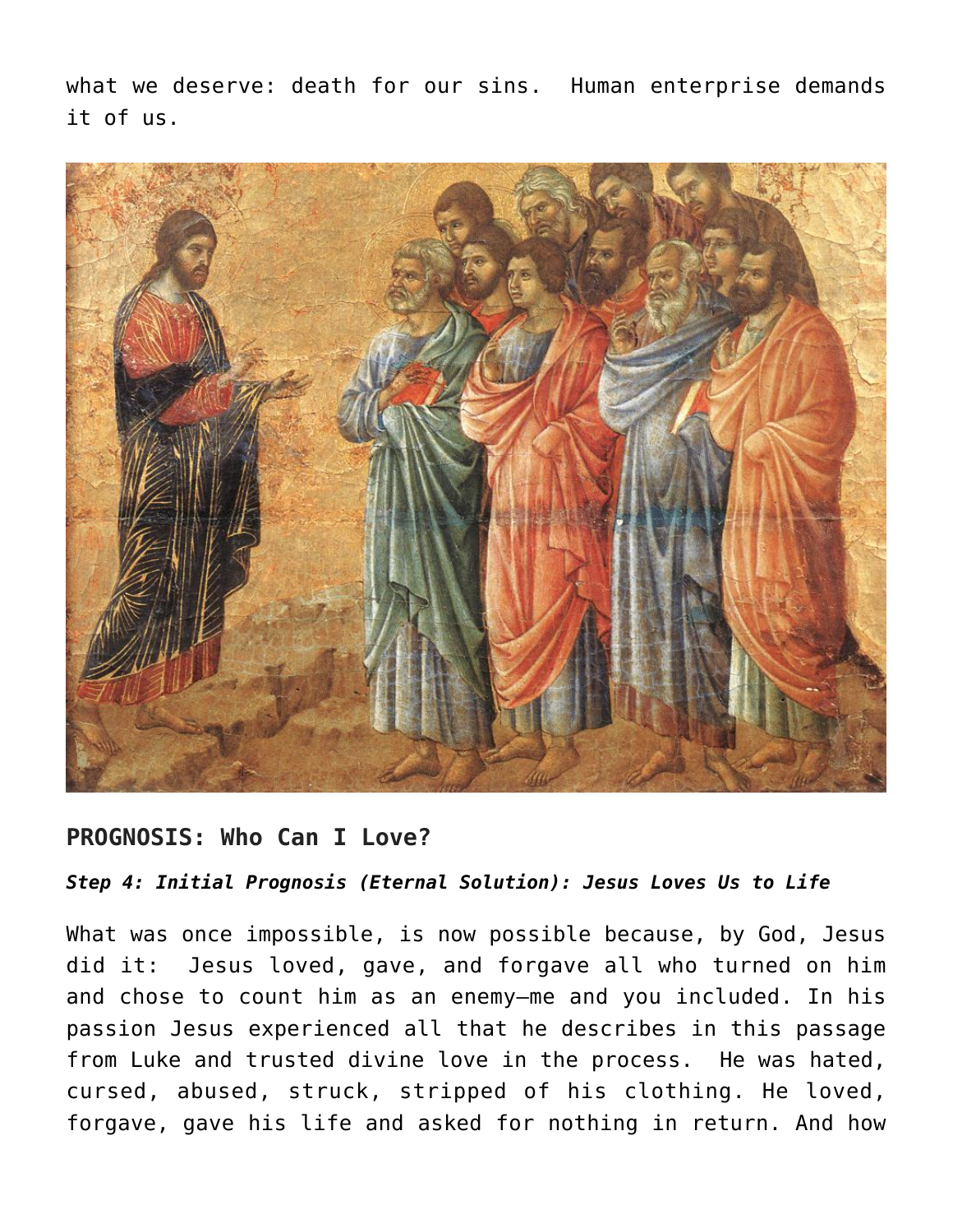what we deserve: death for our sins. Human enterprise demands it of us.

## PROGNOSIS: Who Can I Love?

***Step 4: Initial Prognosis (Eternal Solution): Jesus Loves Us to Life***

What was once impossible, is now possible because, by God, Jesus did it: Jesus loved, gave, and forgave all who turned on him and chose to count him as an enemy—me and you included. In his passion Jesus experienced all that he describes in this passage from Luke and trusted divine love in the process. He was hated, cursed, abused, struck, stripped of his clothing. He loved, forgave, gave his life and asked for nothing in return. And how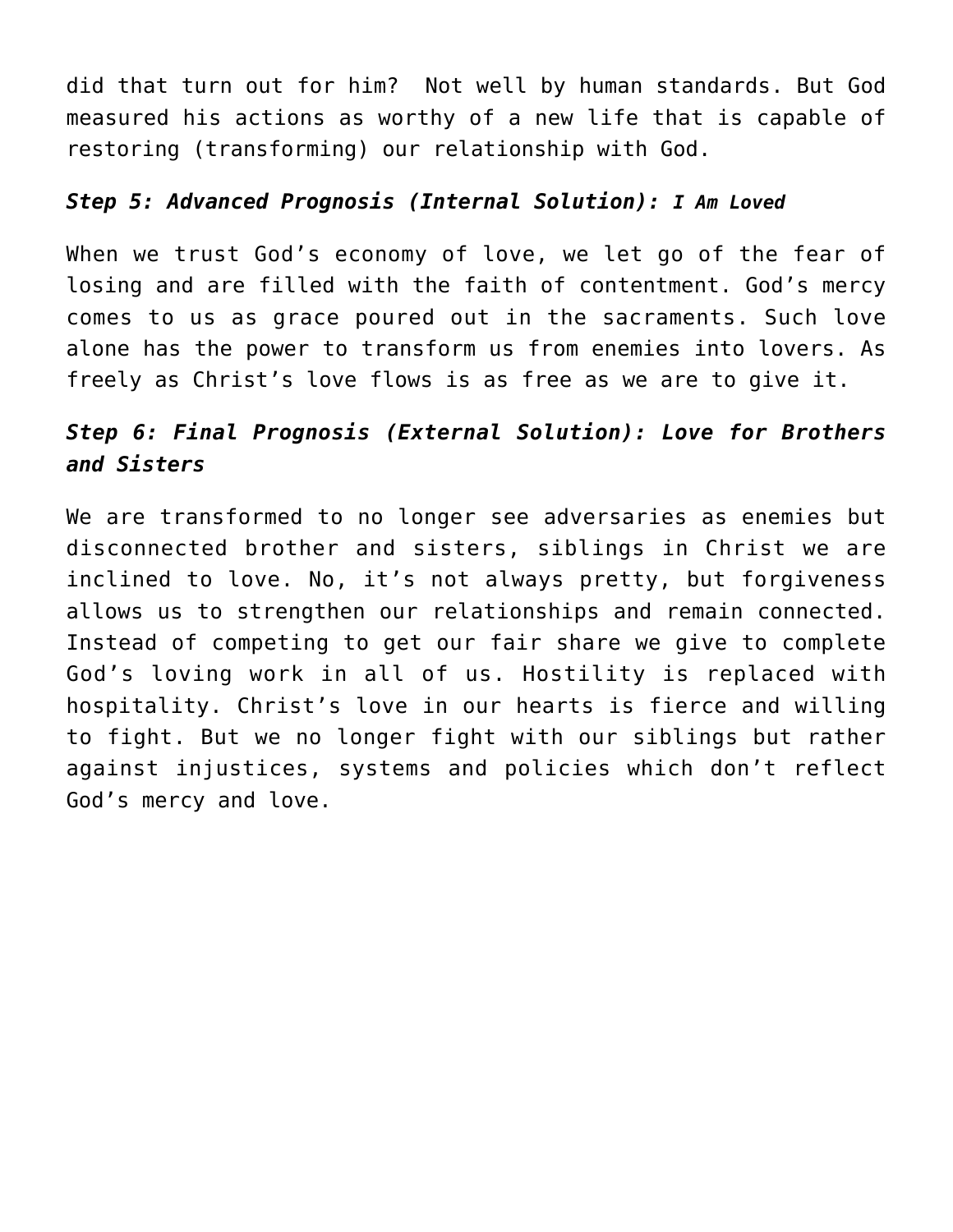did that turn out for him?  Not well by human standards. But God measured his actions as worthy of a new life that is capable of restoring (transforming) our relationship with God.

### *Step 5: Advanced Prognosis (Internal Solution): I Am Loved*

When we trust God's economy of love, we let go of the fear of losing and are filled with the faith of contentment. God's mercy comes to us as grace poured out in the sacraments. Such love alone has the power to transform us from enemies into lovers. As freely as Christ's love flows is as free as we are to give it.

### *Step 6: Final Prognosis (External Solution): Love for Brothers and Sisters*

We are transformed to no longer see adversaries as enemies but disconnected brother and sisters, siblings in Christ we are inclined to love. No, it's not always pretty, but forgiveness allows us to strengthen our relationships and remain connected. Instead of competing to get our fair share we give to complete God's loving work in all of us. Hostility is replaced with hospitality. Christ's love in our hearts is fierce and willing to fight. But we no longer fight with our siblings but rather against injustices, systems and policies which don't reflect God's mercy and love.